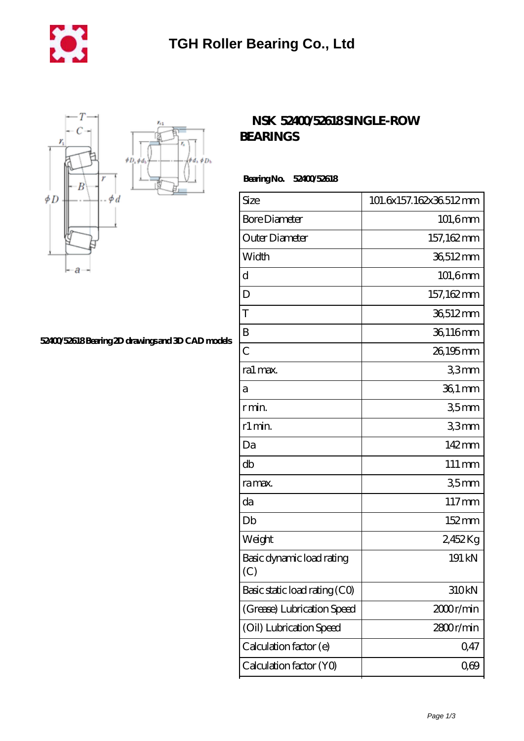# TGH Roller Bearing Co., Ltd

## NSK 52400/52618 SINGLE-ROW BEARINGS

**Bearing No. 52400/52618**

52400/52618 Bearing 2D drawings and 3D CAD models

| Size | 101.6x157.162x36.512 mm |
|---|---|
| Bore Diameter | 101,6 mm |
| Outer Diameter | 157,162 mm |
| Width | 36,512 mm |
| d | 101,6 mm |
| D | 157,162 mm |
| T | 36,512 mm |
| B | 36,116 mm |
| C | 26,195 mm |
| ra1 max. | 3,3 mm |
| a | 36,1 mm |
| r min. | 3,5 mm |
| r1 min. | 3,3 mm |
| Da | 142 mm |
| db | 111 mm |
| ra max. | 3,5 mm |
| da | 117 mm |
| Db | 152 mm |
| Weight | 2,452 Kg |
| Basic dynamic load rating (C) | 191 kN |
| Basic static load rating (C0) | 310 kN |
| (Grease) Lubrication Speed | 2000 r/min |
| (Oil) Lubrication Speed | 2800 r/min |
| Calculation factor (e) | 0,47 |
| Calculation factor (Y0) | 0,69 |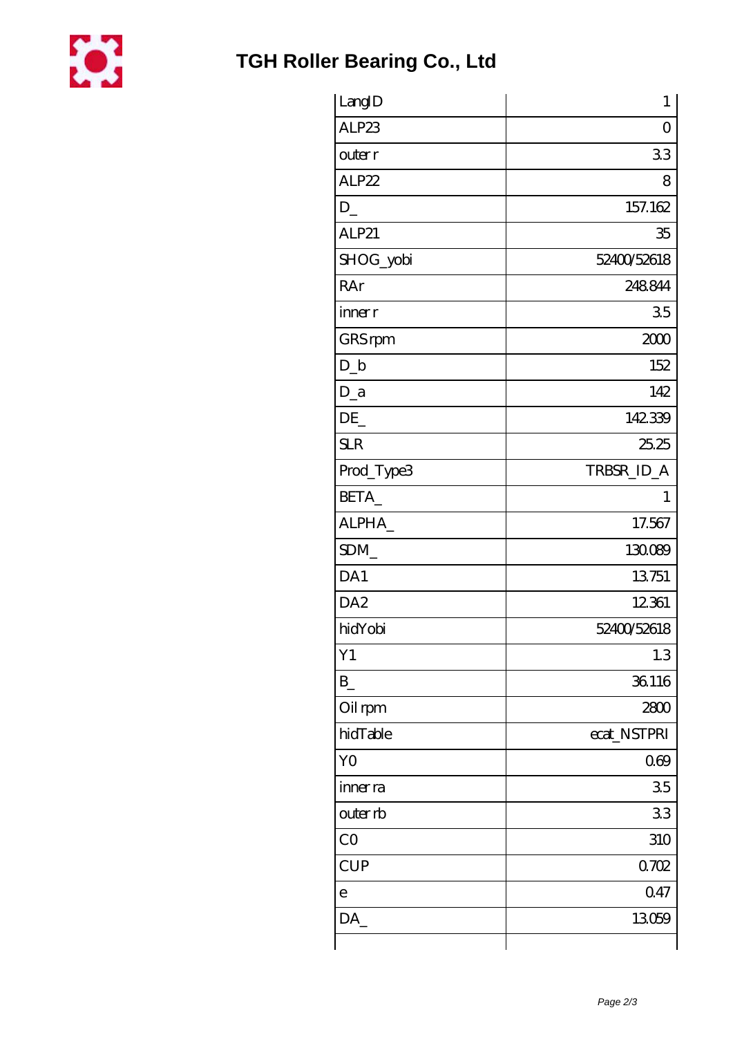| LangID | 1 |
| --- | --- |
| ALP23 | 0 |
| outer r | 3.3 |
| ALP22 | 8 |
| D_ | 157.162 |
| ALP21 | 35 |
| SHOG_yobi | 52400/52618 |
| RAr | 248.844 |
| inner r | 3.5 |
| GRS rpm | 2000 |
| D_b | 152 |
| D_a | 142 |
| DE_ | 142.339 |
| SLR | 25.25 |
| Prod_Type3 | TRBSR_ID_A |
| BETA_ | 1 |
| ALPHA_ | 17.567 |
| SDM_ | 130.089 |
| DA1 | 13.751 |
| DA2 | 12.361 |
| hidYobi | 52400/52618 |
| Y1 | 1.3 |
| B_ | 36.116 |
| Oil rpm | 2800 |
| hidTable | ecat_NSTPRI |
| Y0 | 0.69 |
| inner ra | 3.5 |
| outer rb | 3.3 |
| C0 | 310 |
| CUP | 0.702 |
| e | 0.47 |
| DA_ | 13.059 |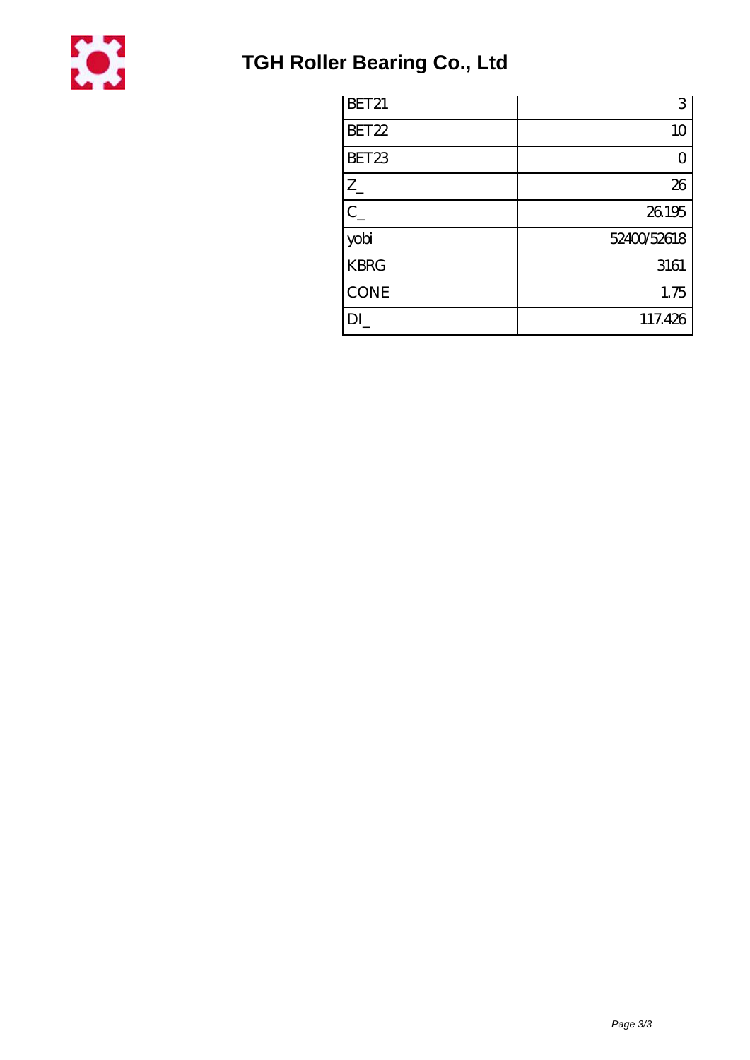| | |
|---|---|
| BET21 | 3 |
| BET22 | 10 |
| BET23 | 0 |
| Z_ | 26 |
| C_ | 26.195 |
| yobi | 52400/52618 |
| KBRG | 3161 |
| CONE | 1.75 |
| DI_ | 117.426 |